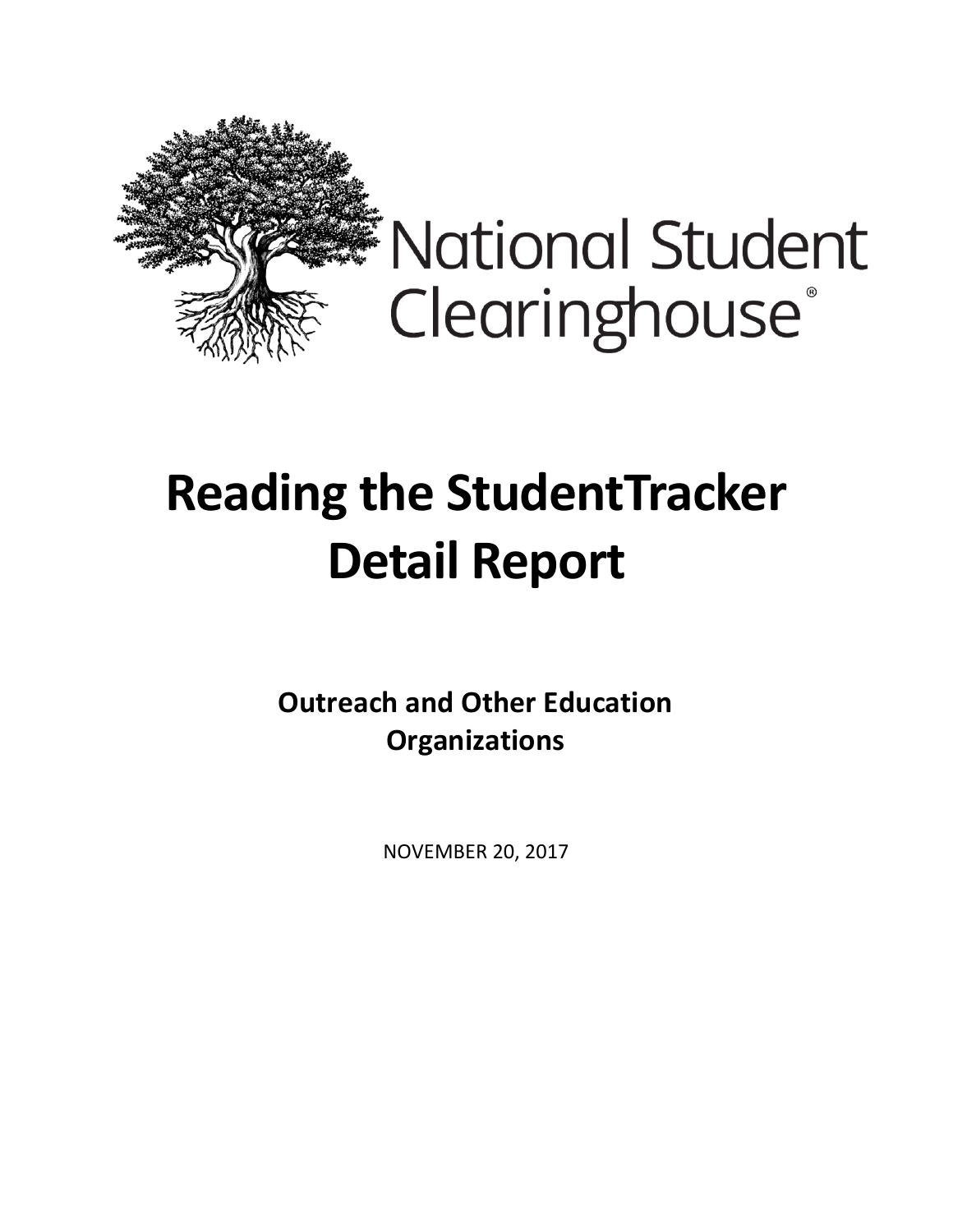National Student Clearinghouse®

# Reading the StudentTracker Detail Report

## Outreach and Other Education Organizations

NOVEMBER 20, 2017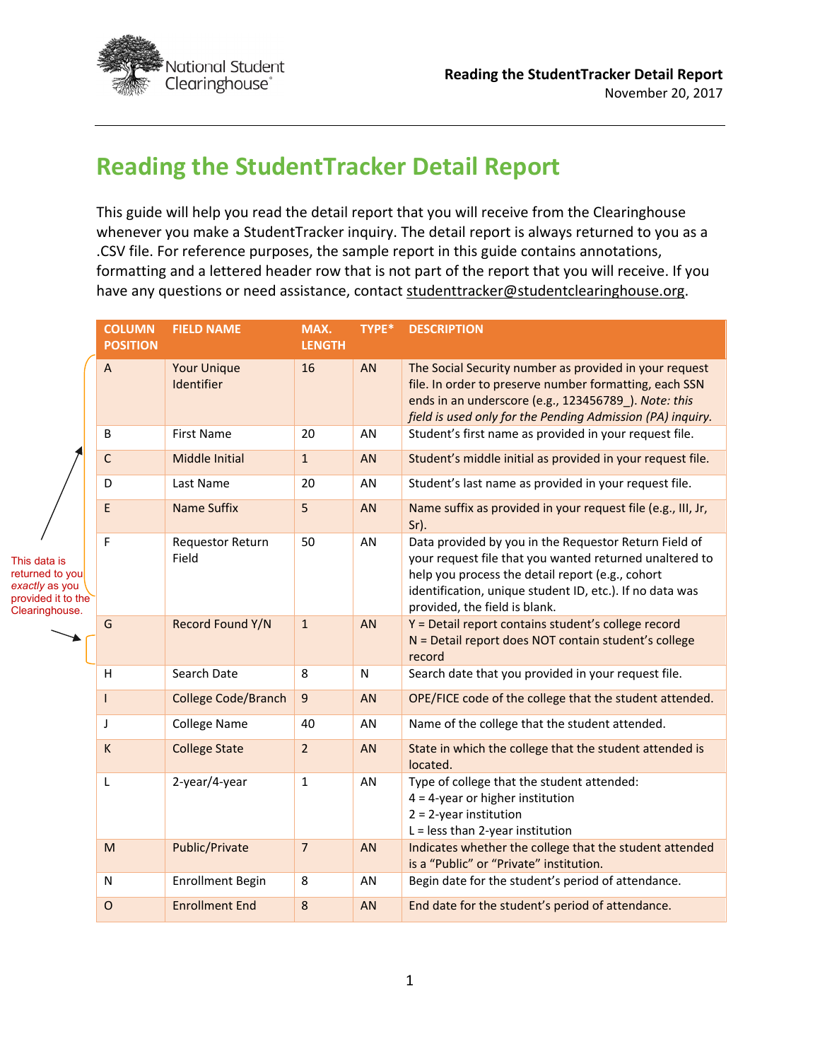# Reading the StudentTracker Detail Report

This guide will help you read the detail report that you will receive from the Clearinghouse whenever you make a StudentTracker inquiry. The detail report is always returned to you as a .CSV file. For reference purposes, the sample report in this guide contains annotations, formatting and a lettered header row that is not part of the report that you will receive. If you have any questions or need assistance, contact studenttracker@studentclearinghouse.org.

This data is returned to you *exactly* as you provided it to the Clearinghouse.

| COLUMN POSITION | FIELD NAME | MAX. LENGTH | TYPE* | DESCRIPTION |
|---|---|---|---|---|
| A | Your Unique Identifier | 16 | AN | The Social Security number as provided in your request file. In order to preserve number formatting, each SSN ends in an underscore (e.g., 123456789_). *Note: this field is used only for the Pending Admission (PA) inquiry.* |
| B | First Name | 20 | AN | Student's first name as provided in your request file. |
| C | Middle Initial | 1 | AN | Student's middle initial as provided in your request file. |
| D | Last Name | 20 | AN | Student's last name as provided in your request file. |
| E | Name Suffix | 5 | AN | Name suffix as provided in your request file (e.g., III, Jr, Sr). |
| F | Requestor Return Field | 50 | AN | Data provided by you in the Requestor Return Field of your request file that you wanted returned unaltered to help you process the detail report (e.g., cohort identification, unique student ID, etc.). If no data was provided, the field is blank. |
| G | Record Found Y/N | 1 | AN | Y = Detail report contains student's college record<br>N = Detail report does NOT contain student's college record |
| H | Search Date | 8 | N | Search date that you provided in your request file. |
| I | College Code/Branch | 9 | AN | OPE/FICE code of the college that the student attended. |
| J | College Name | 40 | AN | Name of the college that the student attended. |
| K | College State | 2 | AN | State in which the college that the student attended is located. |
| L | 2-year/4-year | 1 | AN | Type of college that the student attended:<br>4 = 4-year or higher institution<br>2 = 2-year institution<br>L = less than 2-year institution |
| M | Public/Private | 7 | AN | Indicates whether the college that the student attended is a "Public" or "Private" institution. |
| N | Enrollment Begin | 8 | AN | Begin date for the student's period of attendance. |
| O | Enrollment End | 8 | AN | End date for the student's period of attendance. |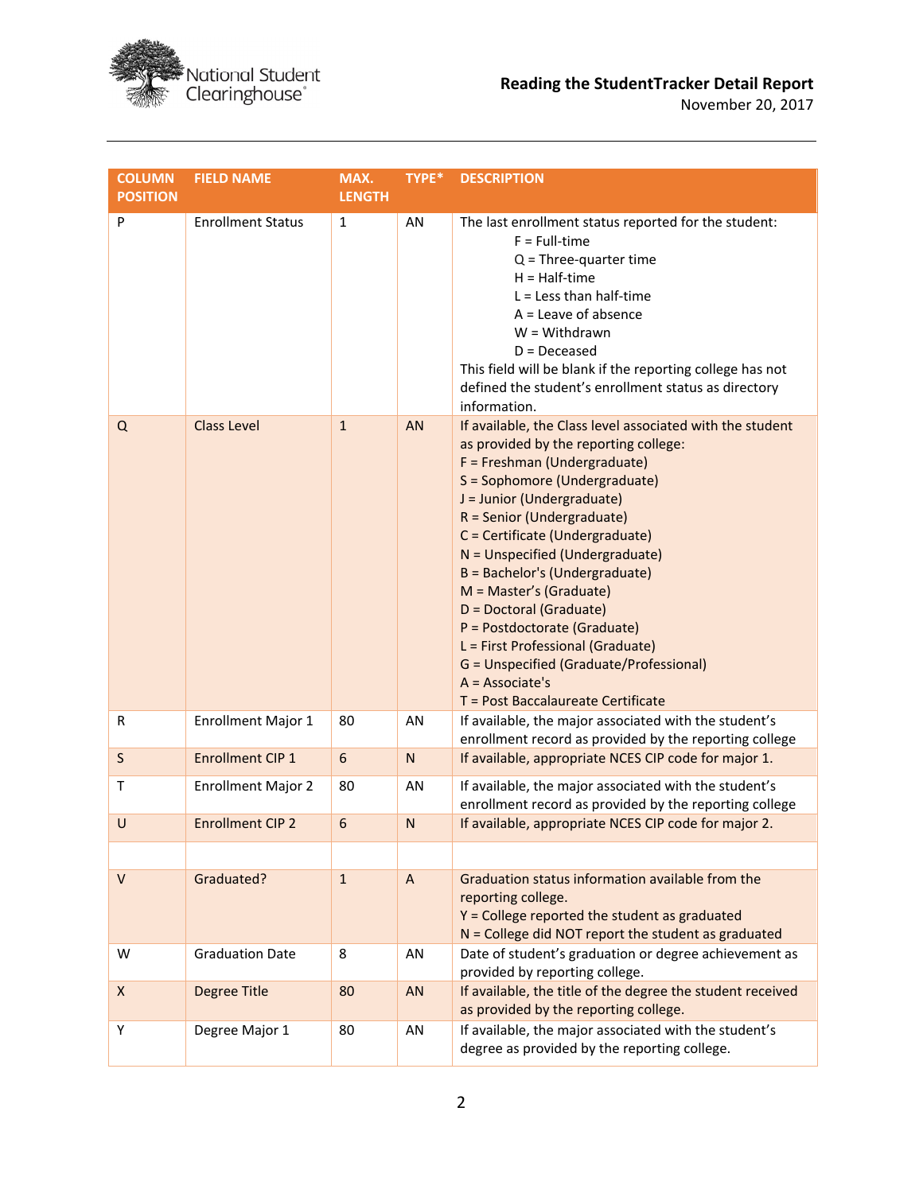| COLUMN POSITION | FIELD NAME | MAX. LENGTH | TYPE* | DESCRIPTION |
|---|---|---|---|---|
| P | Enrollment Status | 1 | AN | The last enrollment status reported for the student:<br>F = Full-time<br>Q = Three-quarter time<br>H = Half-time<br>L = Less than half-time<br>A = Leave of absence<br>W = Withdrawn<br>D = Deceased<br>This field will be blank if the reporting college has not defined the student's enrollment status as directory information. |
| Q | Class Level | 1 | AN | If available, the Class level associated with the student as provided by the reporting college:<br>F = Freshman (Undergraduate)<br>S = Sophomore (Undergraduate)<br>J = Junior (Undergraduate)<br>R = Senior (Undergraduate)<br>C = Certificate (Undergraduate)<br>N = Unspecified (Undergraduate)<br>B = Bachelor's (Undergraduate)<br>M = Master's (Graduate)<br>D = Doctoral (Graduate)<br>P = Postdoctorate (Graduate)<br>L = First Professional (Graduate)<br>G = Unspecified (Graduate/Professional)<br>A = Associate's<br>T = Post Baccalaureate Certificate |
| R | Enrollment Major 1 | 80 | AN | If available, the major associated with the student's enrollment record as provided by the reporting college |
| S | Enrollment CIP 1 | 6 | N | If available, appropriate NCES CIP code for major 1. |
| T | Enrollment Major 2 | 80 | AN | If available, the major associated with the student's enrollment record as provided by the reporting college |
| U | Enrollment CIP 2 | 6 | N | If available, appropriate NCES CIP code for major 2. |
| | | | | |
| V | Graduated? | 1 | A | Graduation status information available from the reporting college.<br>Y = College reported the student as graduated<br>N = College did NOT report the student as graduated |
| W | Graduation Date | 8 | AN | Date of student's graduation or degree achievement as provided by reporting college. |
| X | Degree Title | 80 | AN | If available, the title of the degree the student received as provided by the reporting college. |
| Y | Degree Major 1 | 80 | AN | If available, the major associated with the student's degree as provided by the reporting college. |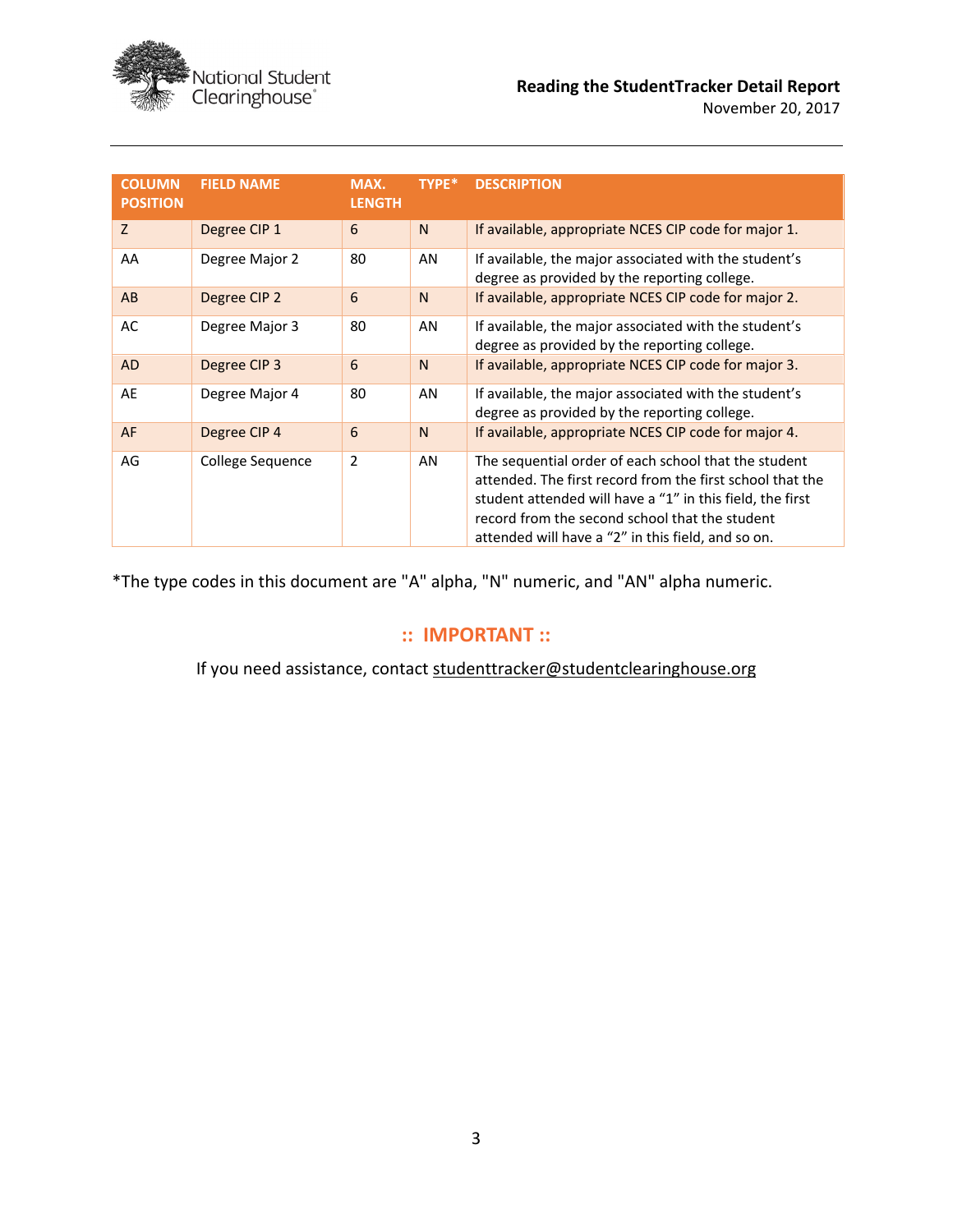| COLUMN POSITION | FIELD NAME | MAX. LENGTH | TYPE* | DESCRIPTION |
|---|---|---|---|---|
| Z | Degree CIP 1 | 6 | N | If available, appropriate NCES CIP code for major 1. |
| AA | Degree Major 2 | 80 | AN | If available, the major associated with the student's degree as provided by the reporting college. |
| AB | Degree CIP 2 | 6 | N | If available, appropriate NCES CIP code for major 2. |
| AC | Degree Major 3 | 80 | AN | If available, the major associated with the student's degree as provided by the reporting college. |
| AD | Degree CIP 3 | 6 | N | If available, appropriate NCES CIP code for major 3. |
| AE | Degree Major 4 | 80 | AN | If available, the major associated with the student's degree as provided by the reporting college. |
| AF | Degree CIP 4 | 6 | N | If available, appropriate NCES CIP code for major 4. |
| AG | College Sequence | 2 | AN | The sequential order of each school that the student attended. The first record from the first school that the student attended will have a "1" in this field, the first record from the second school that the student attended will have a "2" in this field, and so on. |

*The type codes in this document are "A" alpha, "N" numeric, and "AN" alpha numeric.

## :: IMPORTANT ::

If you need assistance, contact studenttracker@studentclearinghouse.org